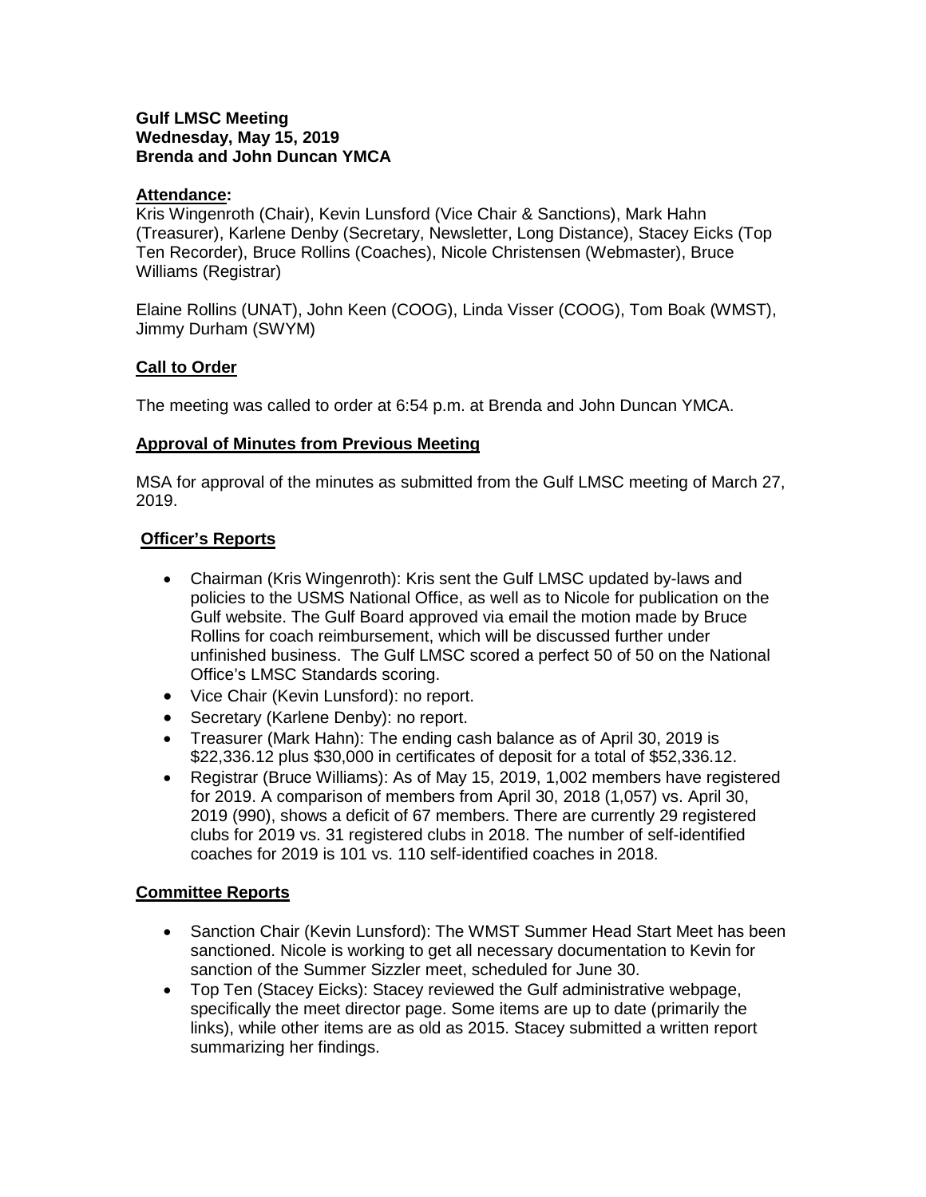**Gulf LMSC Meeting**
**Wednesday, May 15, 2019**
**Brenda and John Duncan YMCA**

**Attendance:**
Kris Wingenroth (Chair), Kevin Lunsford (Vice Chair & Sanctions), Mark Hahn (Treasurer), Karlene Denby (Secretary, Newsletter, Long Distance), Stacey Eicks (Top Ten Recorder), Bruce Rollins (Coaches), Nicole Christensen (Webmaster), Bruce Williams (Registrar)

Elaine Rollins (UNAT), John Keen (COOG), Linda Visser (COOG), Tom Boak (WMST), Jimmy Durham (SWYM)

## Call to Order

The meeting was called to order at 6:54 p.m. at Brenda and John Duncan YMCA.

## Approval of Minutes from Previous Meeting

MSA for approval of the minutes as submitted from the Gulf LMSC meeting of March 27, 2019.

## Officer's Reports

- Chairman (Kris Wingenroth): Kris sent the Gulf LMSC updated by-laws and policies to the USMS National Office, as well as to Nicole for publication on the Gulf website. The Gulf Board approved via email the motion made by Bruce Rollins for coach reimbursement, which will be discussed further under unfinished business. The Gulf LMSC scored a perfect 50 of 50 on the National Office's LMSC Standards scoring.
- Vice Chair (Kevin Lunsford): no report.
- Secretary (Karlene Denby): no report.
- Treasurer (Mark Hahn): The ending cash balance as of April 30, 2019 is $22,336.12 plus $30,000 in certificates of deposit for a total of $52,336.12.
- Registrar (Bruce Williams): As of May 15, 2019, 1,002 members have registered for 2019. A comparison of members from April 30, 2018 (1,057) vs. April 30, 2019 (990), shows a deficit of 67 members. There are currently 29 registered clubs for 2019 vs. 31 registered clubs in 2018. The number of self-identified coaches for 2019 is 101 vs. 110 self-identified coaches in 2018.

## Committee Reports

- Sanction Chair (Kevin Lunsford): The WMST Summer Head Start Meet has been sanctioned. Nicole is working to get all necessary documentation to Kevin for sanction of the Summer Sizzler meet, scheduled for June 30.
- Top Ten (Stacey Eicks): Stacey reviewed the Gulf administrative webpage, specifically the meet director page. Some items are up to date (primarily the links), while other items are as old as 2015. Stacey submitted a written report summarizing her findings.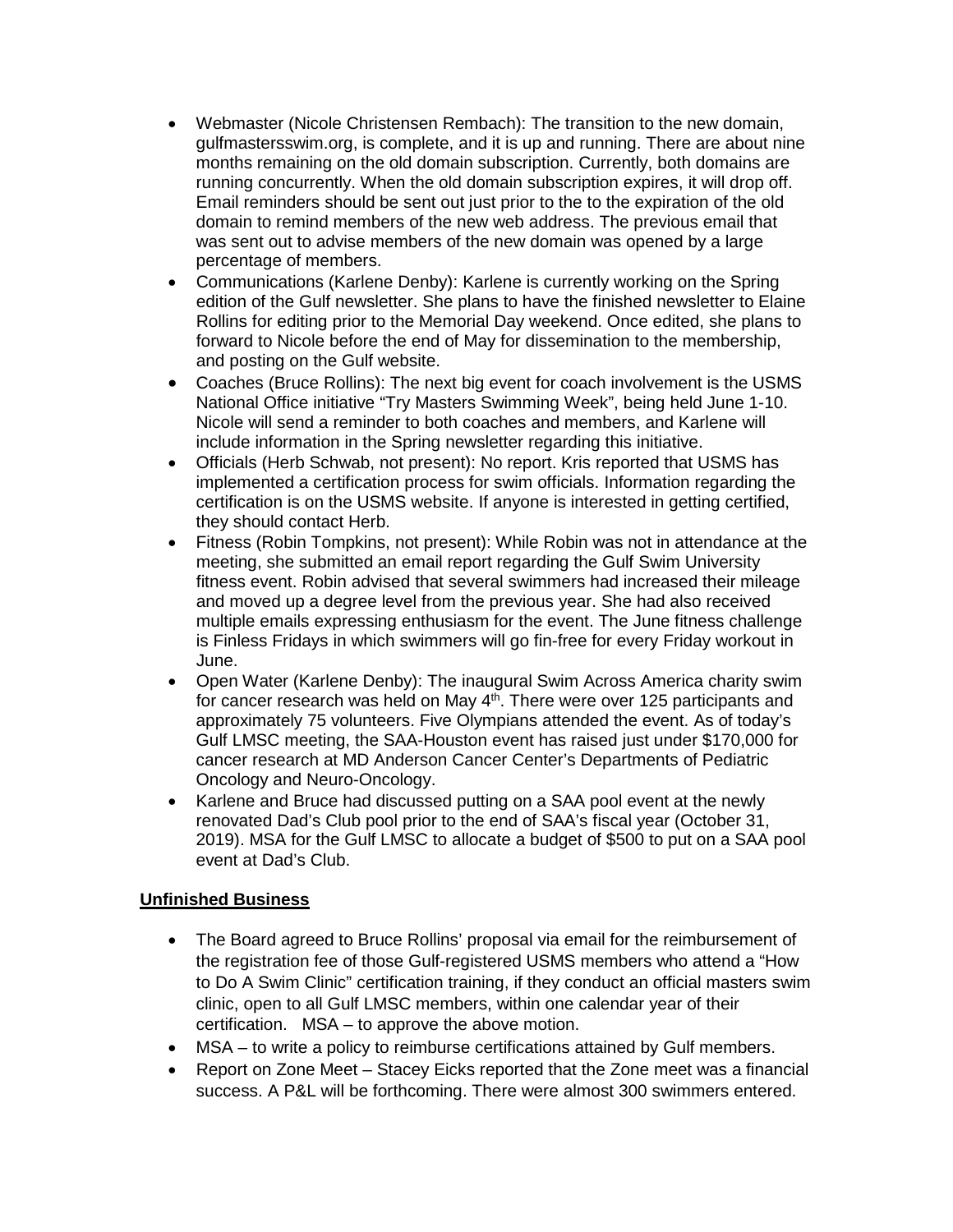- Webmaster (Nicole Christensen Rembach): The transition to the new domain, gulfmastersswim.org, is complete, and it is up and running. There are about nine months remaining on the old domain subscription. Currently, both domains are running concurrently. When the old domain subscription expires, it will drop off. Email reminders should be sent out just prior to the to the expiration of the old domain to remind members of the new web address. The previous email that was sent out to advise members of the new domain was opened by a large percentage of members.
- Communications (Karlene Denby): Karlene is currently working on the Spring edition of the Gulf newsletter. She plans to have the finished newsletter to Elaine Rollins for editing prior to the Memorial Day weekend. Once edited, she plans to forward to Nicole before the end of May for dissemination to the membership, and posting on the Gulf website.
- Coaches (Bruce Rollins): The next big event for coach involvement is the USMS National Office initiative "Try Masters Swimming Week", being held June 1-10. Nicole will send a reminder to both coaches and members, and Karlene will include information in the Spring newsletter regarding this initiative.
- Officials (Herb Schwab, not present): No report. Kris reported that USMS has implemented a certification process for swim officials. Information regarding the certification is on the USMS website. If anyone is interested in getting certified, they should contact Herb.
- Fitness (Robin Tompkins, not present): While Robin was not in attendance at the meeting, she submitted an email report regarding the Gulf Swim University fitness event. Robin advised that several swimmers had increased their mileage and moved up a degree level from the previous year. She had also received multiple emails expressing enthusiasm for the event. The June fitness challenge is Finless Fridays in which swimmers will go fin-free for every Friday workout in June.
- Open Water (Karlene Denby): The inaugural Swim Across America charity swim for cancer research was held on May 4th. There were over 125 participants and approximately 75 volunteers. Five Olympians attended the event. As of today's Gulf LMSC meeting, the SAA-Houston event has raised just under $170,000 for cancer research at MD Anderson Cancer Center's Departments of Pediatric Oncology and Neuro-Oncology.
- Karlene and Bruce had discussed putting on a SAA pool event at the newly renovated Dad's Club pool prior to the end of SAA's fiscal year (October 31, 2019). MSA for the Gulf LMSC to allocate a budget of $500 to put on a SAA pool event at Dad's Club.

**Unfinished Business**

- The Board agreed to Bruce Rollins' proposal via email for the reimbursement of the registration fee of those Gulf-registered USMS members who attend a "How to Do A Swim Clinic" certification training, if they conduct an official masters swim clinic, open to all Gulf LMSC members, within one calendar year of their certification. MSA – to approve the above motion.
- MSA – to write a policy to reimburse certifications attained by Gulf members.
- Report on Zone Meet – Stacey Eicks reported that the Zone meet was a financial success. A P&L will be forthcoming. There were almost 300 swimmers entered.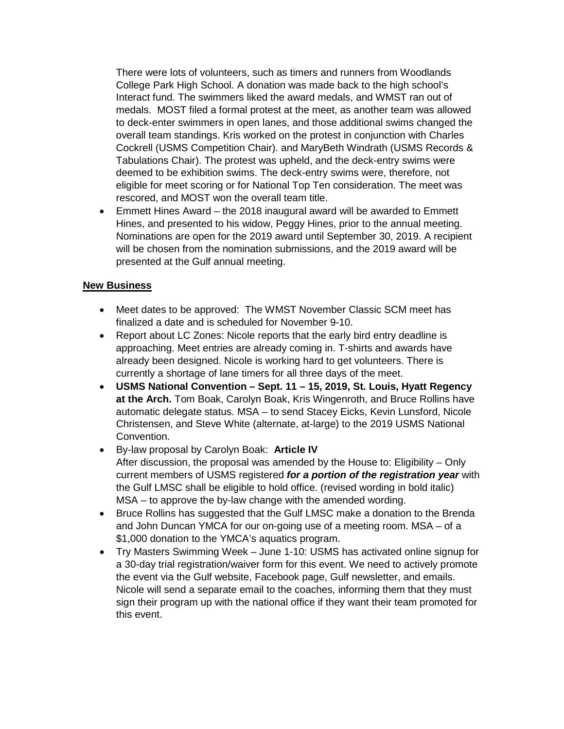There were lots of volunteers, such as timers and runners from Woodlands College Park High School. A donation was made back to the high school's Interact fund. The swimmers liked the award medals, and WMST ran out of medals. MOST filed a formal protest at the meet, as another team was allowed to deck-enter swimmers in open lanes, and those additional swims changed the overall team standings. Kris worked on the protest in conjunction with Charles Cockrell (USMS Competition Chair). and MaryBeth Windrath (USMS Records & Tabulations Chair). The protest was upheld, and the deck-entry swims were deemed to be exhibition swims. The deck-entry swims were, therefore, not eligible for meet scoring or for National Top Ten consideration. The meet was rescored, and MOST won the overall team title.

- Emmett Hines Award – the 2018 inaugural award will be awarded to Emmett Hines, and presented to his widow, Peggy Hines, prior to the annual meeting. Nominations are open for the 2019 award until September 30, 2019. A recipient will be chosen from the nomination submissions, and the 2019 award will be presented at the Gulf annual meeting.

**New Business**

- Meet dates to be approved: The WMST November Classic SCM meet has finalized a date and is scheduled for November 9-10.
- Report about LC Zones: Nicole reports that the early bird entry deadline is approaching. Meet entries are already coming in. T-shirts and awards have already been designed. Nicole is working hard to get volunteers. There is currently a shortage of lane timers for all three days of the meet.
- **USMS National Convention – Sept. 11 – 15, 2019, St. Louis, Hyatt Regency at the Arch.** Tom Boak, Carolyn Boak, Kris Wingenroth, and Bruce Rollins have automatic delegate status. MSA – to send Stacey Eicks, Kevin Lunsford, Nicole Christensen, and Steve White (alternate, at-large) to the 2019 USMS National Convention.
- By-law proposal by Carolyn Boak: **Article IV**
  After discussion, the proposal was amended by the House to: Eligibility – Only current members of USMS registered ***for a portion of the registration year*** with the Gulf LMSC shall be eligible to hold office. (revised wording in bold italic)
  MSA – to approve the by-law change with the amended wording.
- Bruce Rollins has suggested that the Gulf LMSC make a donation to the Brenda and John Duncan YMCA for our on-going use of a meeting room. MSA – of a $1,000 donation to the YMCA's aquatics program.
- Try Masters Swimming Week – June 1-10: USMS has activated online signup for a 30-day trial registration/waiver form for this event. We need to actively promote the event via the Gulf website, Facebook page, Gulf newsletter, and emails. Nicole will send a separate email to the coaches, informing them that they must sign their program up with the national office if they want their team promoted for this event.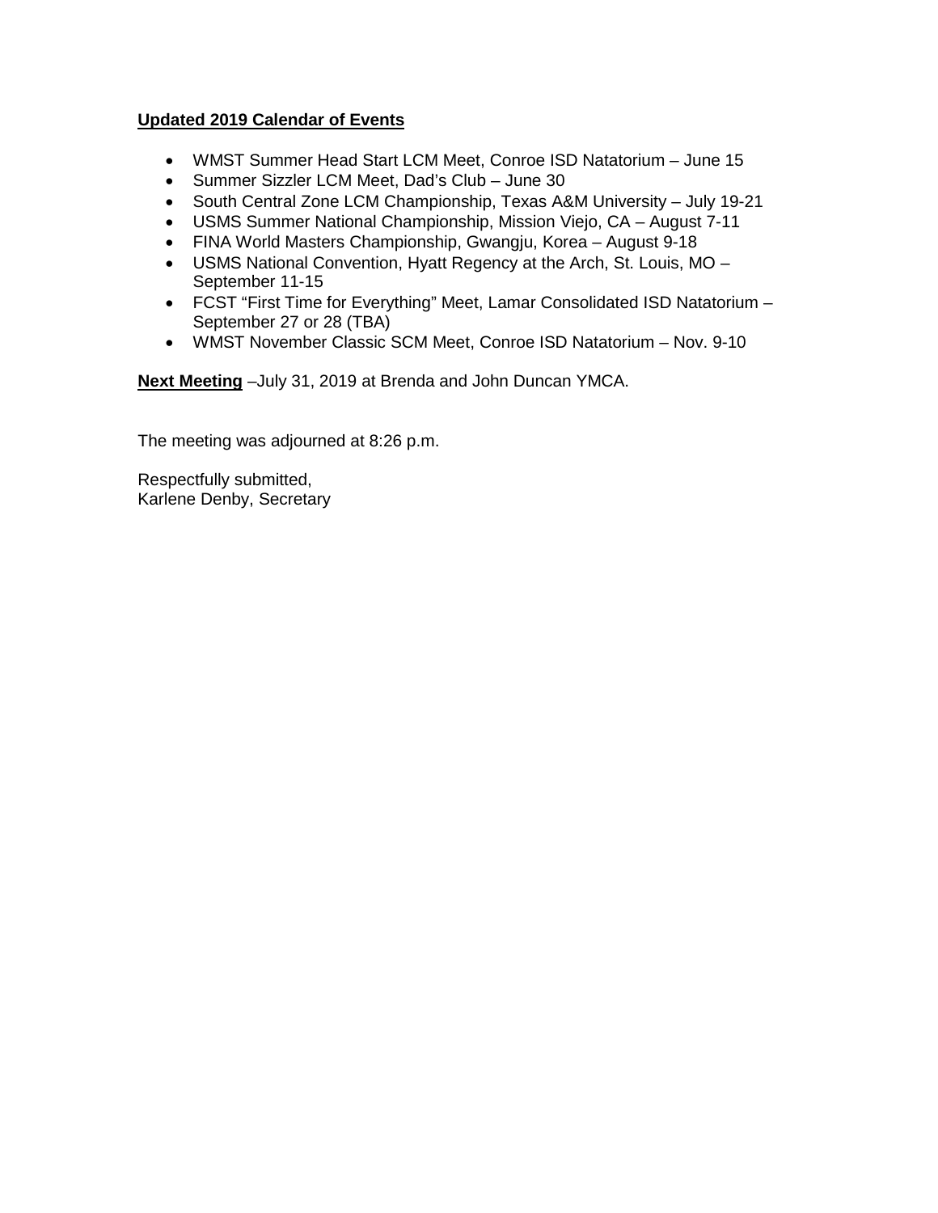**Updated 2019 Calendar of Events**

- WMST Summer Head Start LCM Meet, Conroe ISD Natatorium – June 15
- Summer Sizzler LCM Meet, Dad's Club – June 30
- South Central Zone LCM Championship, Texas A&M University – July 19-21
- USMS Summer National Championship, Mission Viejo, CA – August 7-11
- FINA World Masters Championship, Gwangju, Korea – August 9-18
- USMS National Convention, Hyatt Regency at the Arch, St. Louis, MO – September 11-15
- FCST "First Time for Everything" Meet, Lamar Consolidated ISD Natatorium – September 27 or 28 (TBA)
- WMST November Classic SCM Meet, Conroe ISD Natatorium – Nov. 9-10

**Next Meeting** –July 31, 2019 at Brenda and John Duncan YMCA.

The meeting was adjourned at 8:26 p.m.

Respectfully submitted,
Karlene Denby, Secretary